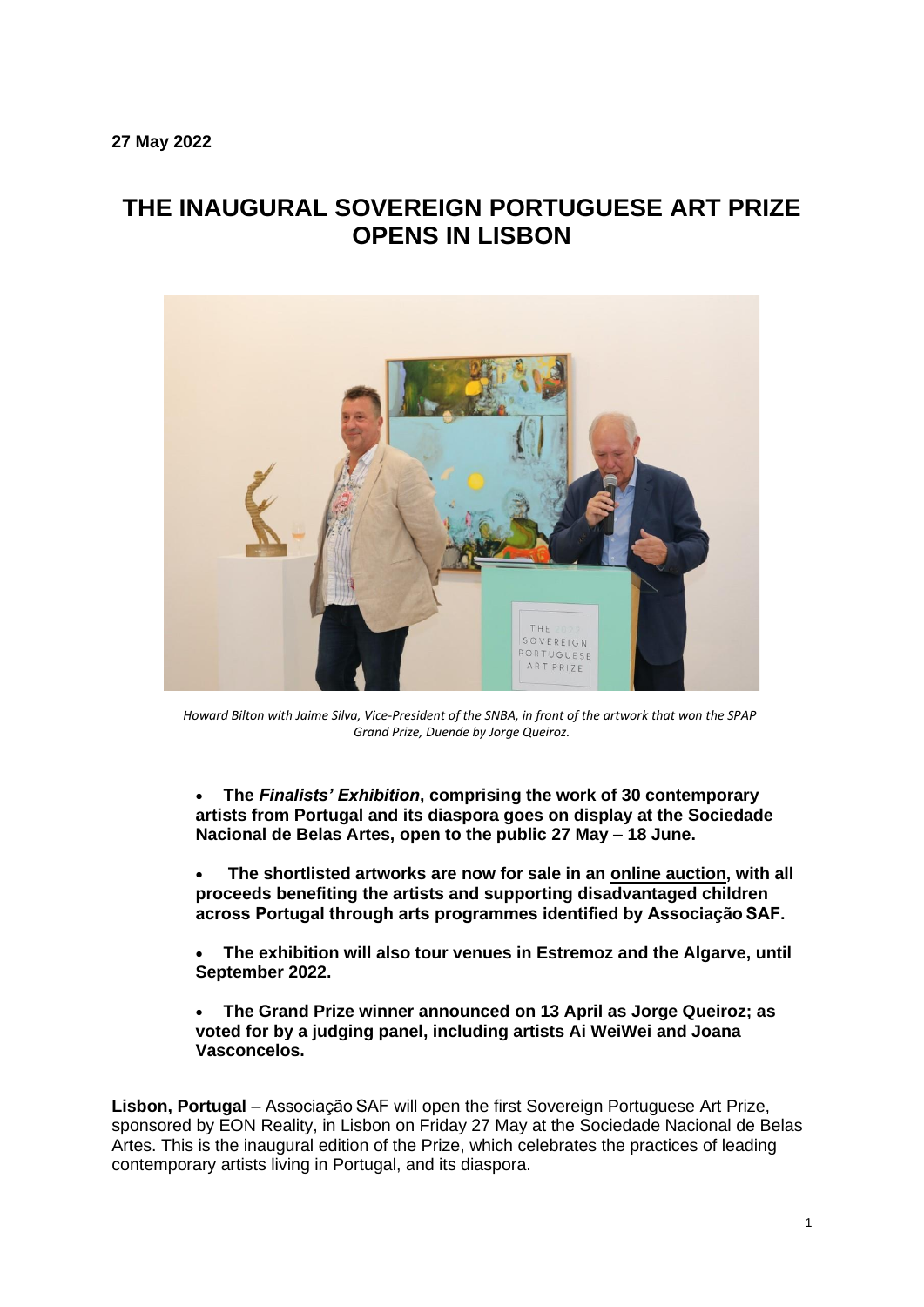**27 May 2022**

# THE INAUGURAL SOVEREIGN PORTUGUESE ART PRIZE OPENS IN LISBON

*Howard Bilton with Jaime Silva, Vice-President of the SNBA, in front of the artwork that won the SPAP Grand Prize, Duende by Jorge Queiroz.*

- **The *Finalists' Exhibition*, comprising the work of 30 contemporary artists from Portugal and its diaspora goes on display at the Sociedade Nacional de Belas Artes, open to the public 27 May – 18 June.**
- **The shortlisted artworks are now for sale in an online auction, with all proceeds benefiting the artists and supporting disadvantaged children across Portugal through arts programmes identified by Associação SAF.**
- **The exhibition will also tour venues in Estremoz and the Algarve, until September 2022.**
- **The Grand Prize winner announced on 13 April as Jorge Queiroz; as voted for by a judging panel, including artists Ai WeiWei and Joana Vasconcelos.**

**Lisbon, Portugal** – Associação SAF will open the first Sovereign Portuguese Art Prize, sponsored by EON Reality, in Lisbon on Friday 27 May at the Sociedade Nacional de Belas Artes. This is the inaugural edition of the Prize, which celebrates the practices of leading contemporary artists living in Portugal, and its diaspora.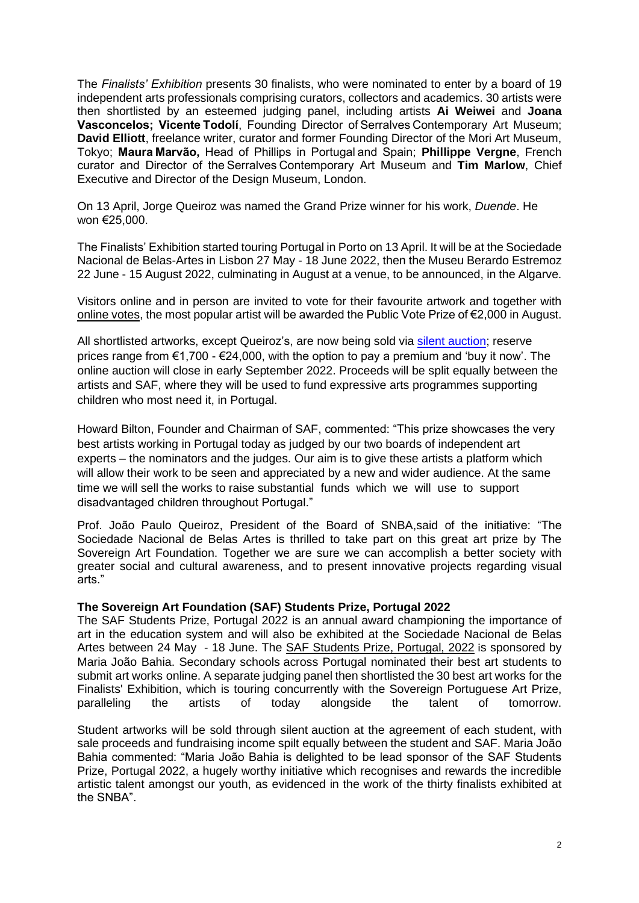The *Finalists' Exhibition* presents 30 finalists, who were nominated to enter by a board of 19 independent arts professionals comprising curators, collectors and academics. 30 artists were then shortlisted by an esteemed judging panel, including artists **Ai Weiwei** and **Joana Vasconcelos; Vicente Todolí**, Founding Director of Serralves Contemporary Art Museum; **David Elliott**, freelance writer, curator and former Founding Director of the Mori Art Museum, Tokyo; **Maura Marvão,** Head of Phillips in Portugal and Spain; **Phillippe Vergne**, French curator and Director of the Serralves Contemporary Art Museum and **Tim Marlow**, Chief Executive and Director of the Design Museum, London.

On 13 April, Jorge Queiroz was named the Grand Prize winner for his work, *Duende*. He won €25,000.

The Finalists' Exhibition started touring Portugal in Porto on 13 April. It will be at the Sociedade Nacional de Belas-Artes in Lisbon 27 May - 18 June 2022, then the Museu Berardo Estremoz 22 June - 15 August 2022, culminating in August at a venue, to be announced, in the Algarve.

Visitors online and in person are invited to vote for their favourite artwork and together with online votes, the most popular artist will be awarded the Public Vote Prize of €2,000 in August.

All shortlisted artworks, except Queiroz's, are now being sold via silent auction; reserve prices range from €1,700 - €24,000, with the option to pay a premium and 'buy it now'. The online auction will close in early September 2022. Proceeds will be split equally between the artists and SAF, where they will be used to fund expressive arts programmes supporting children who most need it, in Portugal.

Howard Bilton, Founder and Chairman of SAF, commented: "This prize showcases the very best artists working in Portugal today as judged by our two boards of independent art experts – the nominators and the judges. Our aim is to give these artists a platform which will allow their work to be seen and appreciated by a new and wider audience. At the same time we will sell the works to raise substantial funds which we will use to support disadvantaged children throughout Portugal."

Prof. João Paulo Queiroz, President of the Board of SNBA,said of the initiative: "The Sociedade Nacional de Belas Artes is thrilled to take part on this great art prize by The Sovereign Art Foundation. Together we are sure we can accomplish a better society with greater social and cultural awareness, and to present innovative projects regarding visual arts."

**The Sovereign Art Foundation (SAF) Students Prize, Portugal 2022**

The SAF Students Prize, Portugal 2022 is an annual award championing the importance of art in the education system and will also be exhibited at the Sociedade Nacional de Belas Artes between 24 May - 18 June. The SAF Students Prize, Portugal, 2022 is sponsored by Maria João Bahia. Secondary schools across Portugal nominated their best art students to submit art works online. A separate judging panel then shortlisted the 30 best art works for the Finalists' Exhibition, which is touring concurrently with the Sovereign Portuguese Art Prize, paralleling the artists of today alongside the talent of tomorrow.

Student artworks will be sold through silent auction at the agreement of each student, with sale proceeds and fundraising income spilt equally between the student and SAF. Maria João Bahia commented: "Maria João Bahia is delighted to be lead sponsor of the SAF Students Prize, Portugal 2022, a hugely worthy initiative which recognises and rewards the incredible artistic talent amongst our youth, as evidenced in the work of the thirty finalists exhibited at the SNBA".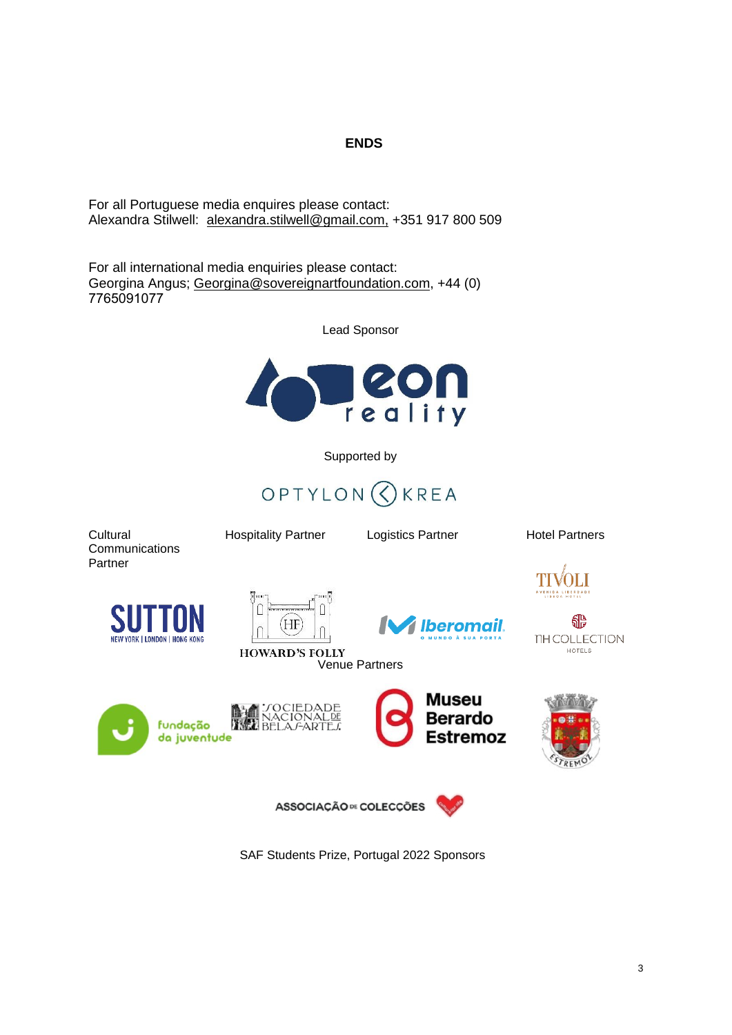**ENDS**

For all Portuguese media enquires please contact:
Alexandra Stilwell: alexandra.stilwell@gmail.com, +351 917 800 509

For all international media enquiries please contact:
Georgina Angus; Georgina@sovereignartfoundation.com, +44 (0) 7765091077

Lead Sponsor

eon reality

Supported by

OPTYLON KREA

Cultural Communications Partner

SUTTON
NEW YORK | LONDON | HONG KONG

Hospitality Partner

HOWARD'S FOLLY

Logistics Partner

Iberomail
O MUNDO À SUA PORTA

Hotel Partners

TIVOLI
AVENIDA LIBERDADE LISBOA HOTEL

TH COLLECTION
HOTELS

Venue Partners

fundação da juventude

SOCIEDADE NACIONAL DE BELAS-ARTES

Museu Berardo Estremoz

ESTREMOZ

ASSOCIAÇÃO DE COLECÇÕES

SAF Students Prize, Portugal 2022 Sponsors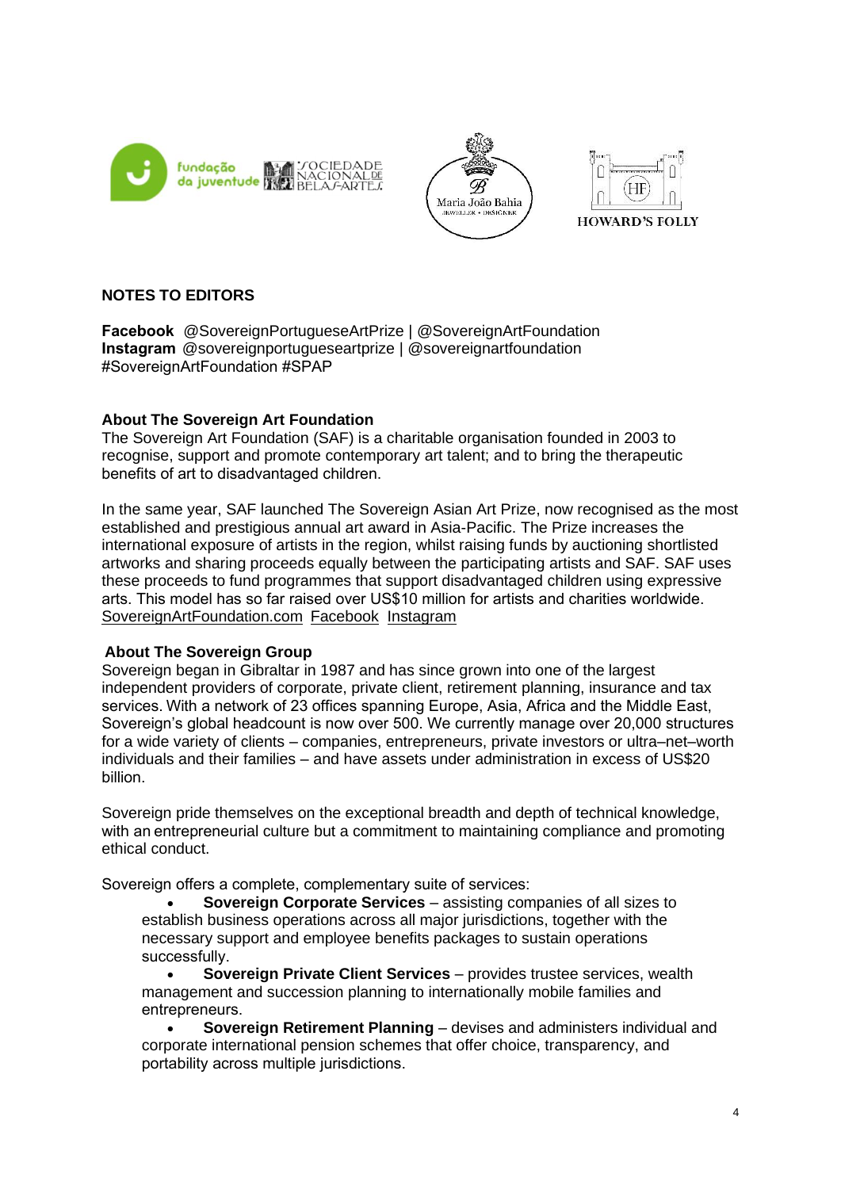## NOTES TO EDITORS

**Facebook** @SovereignPortugueseArtPrize | @SovereignArtFoundation
**Instagram** @sovereignportugueseartprize | @sovereignartfoundation
#SovereignArtFoundation #SPAP

### About The Sovereign Art Foundation

The Sovereign Art Foundation (SAF) is a charitable organisation founded in 2003 to recognise, support and promote contemporary art talent; and to bring the therapeutic benefits of art to disadvantaged children.

In the same year, SAF launched The Sovereign Asian Art Prize, now recognised as the most established and prestigious annual art award in Asia-Pacific. The Prize increases the international exposure of artists in the region, whilst raising funds by auctioning shortlisted artworks and sharing proceeds equally between the participating artists and SAF. SAF uses these proceeds to fund programmes that support disadvantaged children using expressive arts. This model has so far raised over US$10 million for artists and charities worldwide. SovereignArtFoundation.com Facebook Instagram

### About The Sovereign Group

Sovereign began in Gibraltar in 1987 and has since grown into one of the largest independent providers of corporate, private client, retirement planning, insurance and tax services. With a network of 23 offices spanning Europe, Asia, Africa and the Middle East, Sovereign's global headcount is now over 500. We currently manage over 20,000 structures for a wide variety of clients – companies, entrepreneurs, private investors or ultra–net–worth individuals and their families – and have assets under administration in excess of US$20 billion.

Sovereign pride themselves on the exceptional breadth and depth of technical knowledge, with an entrepreneurial culture but a commitment to maintaining compliance and promoting ethical conduct.

Sovereign offers a complete, complementary suite of services:

- **Sovereign Corporate Services** – assisting companies of all sizes to establish business operations across all major jurisdictions, together with the necessary support and employee benefits packages to sustain operations successfully.
- **Sovereign Private Client Services** – provides trustee services, wealth management and succession planning to internationally mobile families and entrepreneurs.
- **Sovereign Retirement Planning** – devises and administers individual and corporate international pension schemes that offer choice, transparency, and portability across multiple jurisdictions.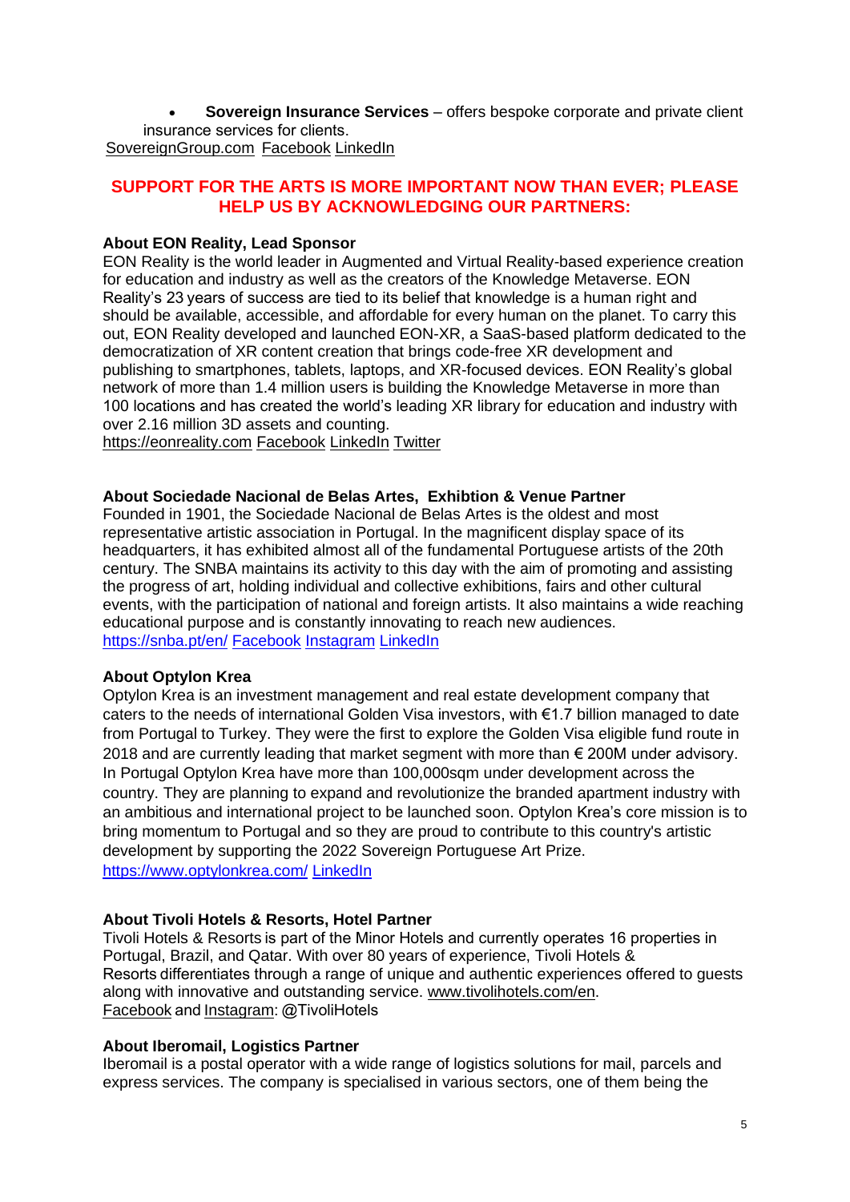- **Sovereign Insurance Services** – offers bespoke corporate and private client insurance services for clients.

SovereignGroup.com Facebook LinkedIn

**SUPPORT FOR THE ARTS IS MORE IMPORTANT NOW THAN EVER; PLEASE HELP US BY ACKNOWLEDGING OUR PARTNERS:**

**About EON Reality, Lead Sponsor**

EON Reality is the world leader in Augmented and Virtual Reality-based experience creation for education and industry as well as the creators of the Knowledge Metaverse. EON Reality's 23 years of success are tied to its belief that knowledge is a human right and should be available, accessible, and affordable for every human on the planet. To carry this out, EON Reality developed and launched EON-XR, a SaaS-based platform dedicated to the democratization of XR content creation that brings code-free XR development and publishing to smartphones, tablets, laptops, and XR-focused devices. EON Reality's global network of more than 1.4 million users is building the Knowledge Metaverse in more than 100 locations and has created the world's leading XR library for education and industry with over 2.16 million 3D assets and counting.

https://eonreality.com Facebook LinkedIn Twitter

**About Sociedade Nacional de Belas Artes, Exhibtion & Venue Partner**

Founded in 1901, the Sociedade Nacional de Belas Artes is the oldest and most representative artistic association in Portugal. In the magnificent display space of its headquarters, it has exhibited almost all of the fundamental Portuguese artists of the 20th century. The SNBA maintains its activity to this day with the aim of promoting and assisting the progress of art, holding individual and collective exhibitions, fairs and other cultural events, with the participation of national and foreign artists. It also maintains a wide reaching educational purpose and is constantly innovating to reach new audiences.

https://snba.pt/en/ Facebook Instagram LinkedIn

**About Optylon Krea**

Optylon Krea is an investment management and real estate development company that caters to the needs of international Golden Visa investors, with €1.7 billion managed to date from Portugal to Turkey. They were the first to explore the Golden Visa eligible fund route in 2018 and are currently leading that market segment with more than € 200M under advisory. In Portugal Optylon Krea have more than 100,000sqm under development across the country. They are planning to expand and revolutionize the branded apartment industry with an ambitious and international project to be launched soon. Optylon Krea's core mission is to bring momentum to Portugal and so they are proud to contribute to this country's artistic development by supporting the 2022 Sovereign Portuguese Art Prize.

https://www.optylonkrea.com/ LinkedIn

**About Tivoli Hotels & Resorts, Hotel Partner**

Tivoli Hotels & Resorts is part of the Minor Hotels and currently operates 16 properties in Portugal, Brazil, and Qatar. With over 80 years of experience, Tivoli Hotels & Resorts differentiates through a range of unique and authentic experiences offered to guests along with innovative and outstanding service. www.tivolihotels.com/en.

Facebook and Instagram: @TivoliHotels

**About Iberomail, Logistics Partner**

Iberomail is a postal operator with a wide range of logistics solutions for mail, parcels and express services. The company is specialised in various sectors, one of them being the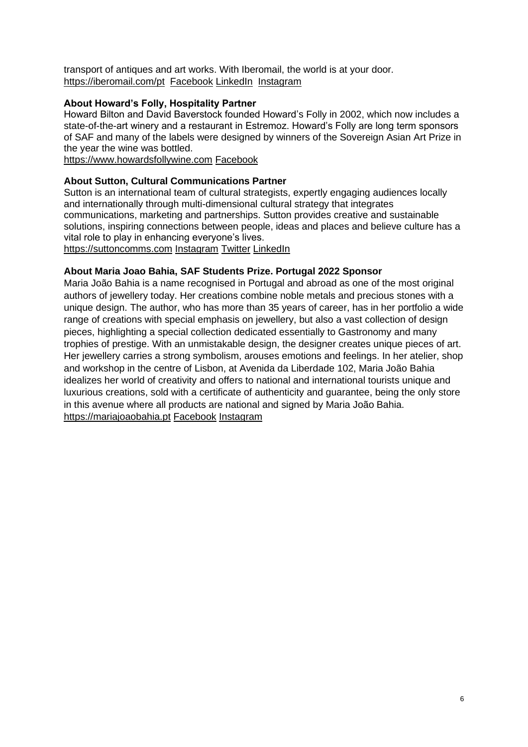transport of antiques and art works. With Iberomail, the world is at your door.
https://iberomail.com/pt Facebook LinkedIn Instagram

**About Howard's Folly, Hospitality Partner**

Howard Bilton and David Baverstock founded Howard's Folly in 2002, which now includes a state-of-the-art winery and a restaurant in Estremoz. Howard's Folly are long term sponsors of SAF and many of the labels were designed by winners of the Sovereign Asian Art Prize in the year the wine was bottled.
https://www.howardsfollywine.com Facebook

**About Sutton, Cultural Communications Partner**

Sutton is an international team of cultural strategists, expertly engaging audiences locally and internationally through multi-dimensional cultural strategy that integrates communications, marketing and partnerships. Sutton provides creative and sustainable solutions, inspiring connections between people, ideas and places and believe culture has a vital role to play in enhancing everyone's lives.
https://suttoncomms.com Instagram Twitter LinkedIn

**About Maria Joao Bahia, SAF Students Prize. Portugal 2022 Sponsor**

Maria João Bahia is a name recognised in Portugal and abroad as one of the most original authors of jewellery today. Her creations combine noble metals and precious stones with a unique design. The author, who has more than 35 years of career, has in her portfolio a wide range of creations with special emphasis on jewellery, but also a vast collection of design pieces, highlighting a special collection dedicated essentially to Gastronomy and many trophies of prestige. With an unmistakable design, the designer creates unique pieces of art. Her jewellery carries a strong symbolism, arouses emotions and feelings. In her atelier, shop and workshop in the centre of Lisbon, at Avenida da Liberdade 102, Maria João Bahia idealizes her world of creativity and offers to national and international tourists unique and luxurious creations, sold with a certificate of authenticity and guarantee, being the only store in this avenue where all products are national and signed by Maria João Bahia.
https://mariajoaobahia.pt Facebook Instagram